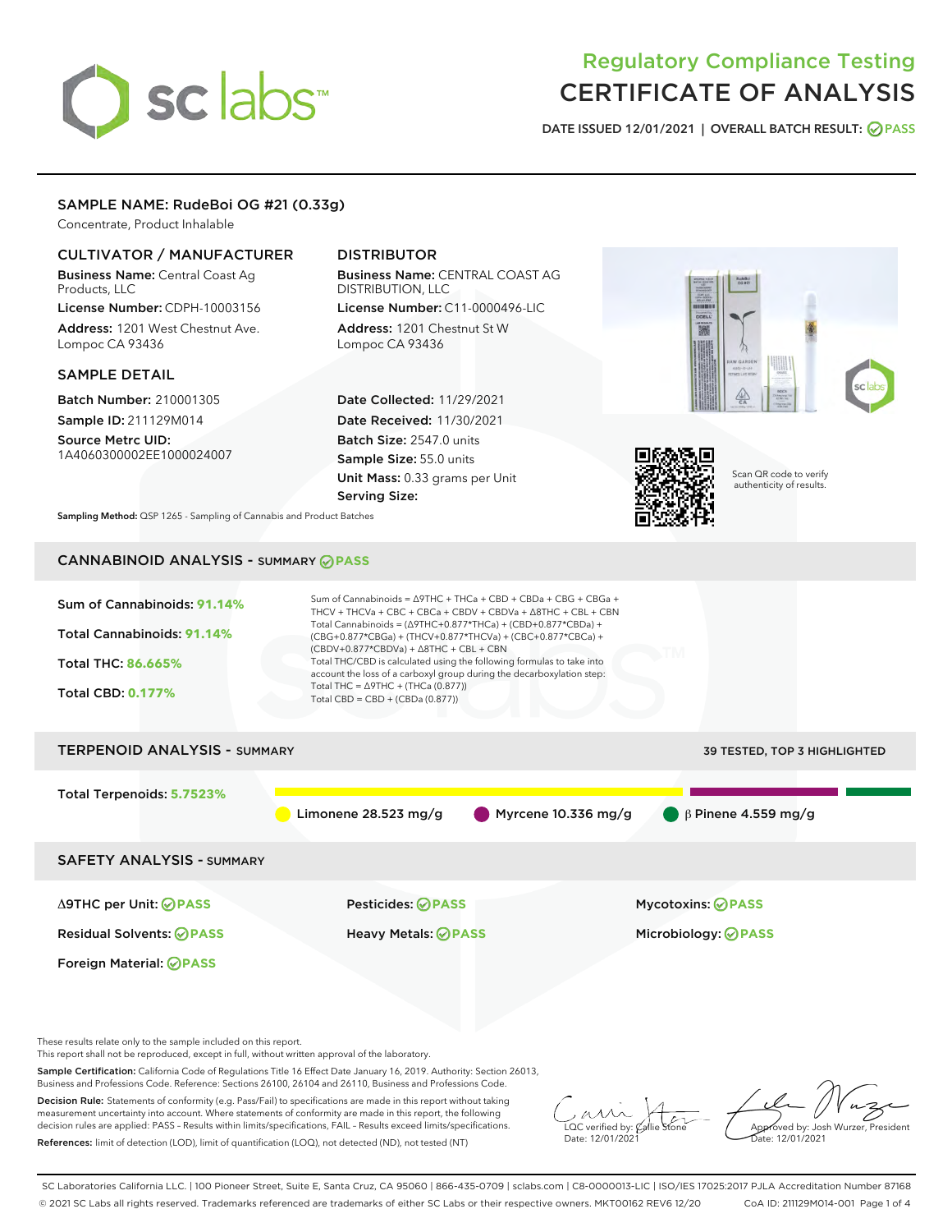# Regulatory Compliance Testing
# CERTIFICATE OF ANALYSIS

DATE ISSUED 12/01/2021 | OVERALL BATCH RESULT: PASS

## SAMPLE NAME: RudeBoi OG #21 (0.33g)

Concentrate, Product Inhalable

### CULTIVATOR / MANUFACTURER

**Business Name:** Central Coast Ag Products, LLC

**License Number:** CDPH-10003156

**Address:** 1201 West Chestnut Ave. Lompoc CA 93436

### DISTRIBUTOR

**Business Name:** CENTRAL COAST AG DISTRIBUTION, LLC

**License Number:** C11-0000496-LIC

**Address:** 1201 Chestnut St W Lompoc CA 93436

### SAMPLE DETAIL

**Batch Number:** 210001305

**Sample ID:** 211129M014

**Source Metrc UID:** 1A4060300002EE1000024007

**Date Collected:** 11/29/2021

**Date Received:** 11/30/2021

**Batch Size:** 2547.0 units

**Sample Size:** 55.0 units

**Unit Mass:** 0.33 grams per Unit

**Serving Size:**

Scan QR code to verify authenticity of results.

**Sampling Method:** QSP 1265 - Sampling of Cannabis and Product Batches

## CANNABINOID ANALYSIS - SUMMARY PASS

**Sum of Cannabinoids: 91.14%**

**Total Cannabinoids: 91.14%**

**Total THC: 86.665%**

**Total CBD: 0.177%**

Sum of Cannabinoids = Δ9THC + THCa + CBD + CBDa + CBG + CBGa + THCV + THCVa + CBC + CBCa + CBDV + CBDVa + Δ8THC + CBL + CBN

Total Cannabinoids = (Δ9THC+0.877*THCa) + (CBD+0.877*CBDa) + (CBG+0.877*CBGa) + (THCV+0.877*THCVa) + (CBC+0.877*CBCa) + (CBDV+0.877*CBDVa) + Δ8THC + CBL + CBN

Total THC/CBD is calculated using the following formulas to take into account the loss of a carboxyl group during the decarboxylation step:

Total THC = Δ9THC + (THCa (0.877))

Total CBD = CBD + (CBDa (0.877))

## TERPENOID ANALYSIS - SUMMARY

39 TESTED, TOP 3 HIGHLIGHTED

**Total Terpenoids: 5.7523%**

Limonene 28.523 mg/g | Myrcene 10.336 mg/g | β Pinene 4.559 mg/g

## SAFETY ANALYSIS - SUMMARY

| | | |
|---|---|---|
| Δ9THC per Unit: PASS | Pesticides: PASS | Mycotoxins: PASS |
| Residual Solvents: PASS | Heavy Metals: PASS | Microbiology: PASS |
| Foreign Material: PASS | | |

These results relate only to the sample included on this report.
This report shall not be reproduced, except in full, without written approval of the laboratory.

**Sample Certification:** California Code of Regulations Title 16 Effect Date January 16, 2019. Authority: Section 26013, Business and Professions Code. Reference: Sections 26100, 26104 and 26110, Business and Professions Code.

**Decision Rule:** Statements of conformity (e.g. Pass/Fail) to specifications are made in this report without taking measurement uncertainty into account. Where statements of conformity are made in this report, the following decision rules are applied: PASS – Results within limits/specifications, FAIL – Results exceed limits/specifications.

**References:** limit of detection (LOD), limit of quantification (LOQ), not detected (ND), not tested (NT)

LQC verified by: Callie Stone
Date: 12/01/2021

Approved by: Josh Wurzer, President
Date: 12/01/2021

SC Laboratories California LLC. | 100 Pioneer Street, Suite E, Santa Cruz, CA 95060 | 866-435-0709 | sclabs.com | C8-0000013-LIC | ISO/IES 17025:2017 PJLA Accreditation Number 87168
© 2021 SC Labs all rights reserved. Trademarks referenced are trademarks of either SC Labs or their respective owners. MKT00162 REV6 12/20 CoA ID: 211129M014-001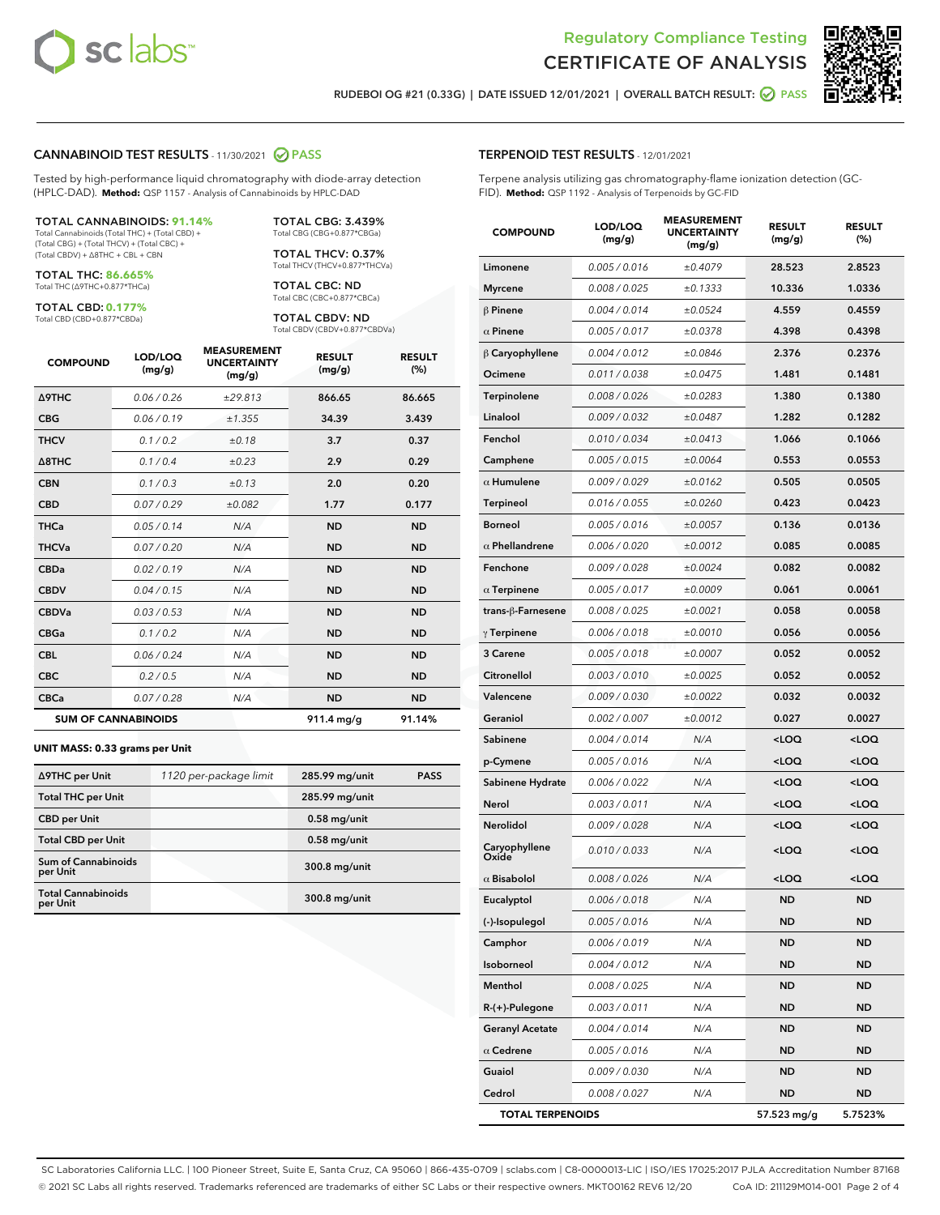# Regulatory Compliance Testing
# CERTIFICATE OF ANALYSIS

RUDEBOI OG #21 (0.33G) | DATE ISSUED 12/01/2021 | OVERALL BATCH RESULT: PASS

## CANNABINOID TEST RESULTS - 11/30/2021 PASS

Tested by high-performance liquid chromatography with diode-array detection (HPLC-DAD). **Method:** QSP 1157 - Analysis of Cannabinoids by HPLC-DAD

**TOTAL CANNABINOIDS: 91.14%**
Total Cannabinoids (Total THC) + (Total CBD) + (Total CBG) + (Total THCV) + (Total CBC) + (Total CBDV) + Δ8THC + CBL + CBN

**TOTAL THC: 86.665%**
Total THC (Δ9THC+0.877*THCa)

**TOTAL CBD: 0.177%**
Total CBD (CBD+0.877*CBDa)

**TOTAL CBG: 3.439%**
Total CBG (CBG+0.877*CBGa)

**TOTAL THCV: 0.37%**
Total THCV (THCV+0.877*THCVa)

**TOTAL CBC: ND**
Total CBC (CBC+0.877*CBCa)

**TOTAL CBDV: ND**
Total CBDV (CBDV+0.877*CBDVa)

| COMPOUND | LOD/LOQ (mg/g) | MEASUREMENT UNCERTAINTY (mg/g) | RESULT (mg/g) | RESULT (%) |
|---|---|---|---|---|
| Δ9THC | 0.06 / 0.26 | ±29.813 | 866.65 | 86.665 |
| CBG | 0.06 / 0.19 | ±1.355 | 34.39 | 3.439 |
| THCV | 0.1 / 0.2 | ±0.18 | 3.7 | 0.37 |
| Δ8THC | 0.1 / 0.4 | ±0.23 | 2.9 | 0.29 |
| CBN | 0.1 / 0.3 | ±0.13 | 2.0 | 0.20 |
| CBD | 0.07 / 0.29 | ±0.082 | 1.77 | 0.177 |
| THCa | 0.05 / 0.14 | N/A | ND | ND |
| THCVa | 0.07 / 0.20 | N/A | ND | ND |
| CBDa | 0.02 / 0.19 | N/A | ND | ND |
| CBDV | 0.04 / 0.15 | N/A | ND | ND |
| CBDVa | 0.03 / 0.53 | N/A | ND | ND |
| CBGa | 0.1 / 0.2 | N/A | ND | ND |
| CBL | 0.06 / 0.24 | N/A | ND | ND |
| CBC | 0.2 / 0.5 | N/A | ND | ND |
| CBCa | 0.07 / 0.28 | N/A | ND | ND |
| **SUM OF CANNABINOIDS** | | | 911.4 mg/g | 91.14% |

**UNIT MASS: 0.33 grams per Unit**

| | | | |
|---|---|---|---|
| Δ9THC per Unit | 1120 per-package limit | 285.99 mg/unit | PASS |
| Total THC per Unit | | 285.99 mg/unit | |
| CBD per Unit | | 0.58 mg/unit | |
| Total CBD per Unit | | 0.58 mg/unit | |
| Sum of Cannabinoids per Unit | | 300.8 mg/unit | |
| Total Cannabinoids per Unit | | 300.8 mg/unit | |

## TERPENOID TEST RESULTS - 12/01/2021

Terpene analysis utilizing gas chromatography-flame ionization detection (GC-FID). **Method:** QSP 1192 - Analysis of Terpenoids by GC-FID

| COMPOUND | LOD/LOQ (mg/g) | MEASUREMENT UNCERTAINTY (mg/g) | RESULT (mg/g) | RESULT (%) |
|---|---|---|---|---|
| Limonene | 0.005 / 0.016 | ±0.4079 | 28.523 | 2.8523 |
| Myrcene | 0.008 / 0.025 | ±0.1333 | 10.336 | 1.0336 |
| β Pinene | 0.004 / 0.014 | ±0.0524 | 4.559 | 0.4559 |
| α Pinene | 0.005 / 0.017 | ±0.0378 | 4.398 | 0.4398 |
| β Caryophyllene | 0.004 / 0.012 | ±0.0846 | 2.376 | 0.2376 |
| Ocimene | 0.011 / 0.038 | ±0.0475 | 1.481 | 0.1481 |
| Terpinolene | 0.008 / 0.026 | ±0.0283 | 1.380 | 0.1380 |
| Linalool | 0.009 / 0.032 | ±0.0487 | 1.282 | 0.1282 |
| Fenchol | 0.010 / 0.034 | ±0.0413 | 1.066 | 0.1066 |
| Camphene | 0.005 / 0.015 | ±0.0064 | 0.553 | 0.0553 |
| α Humulene | 0.009 / 0.029 | ±0.0162 | 0.505 | 0.0505 |
| Terpineol | 0.016 / 0.055 | ±0.0260 | 0.423 | 0.0423 |
| Borneol | 0.005 / 0.016 | ±0.0057 | 0.136 | 0.0136 |
| α Phellandrene | 0.006 / 0.020 | ±0.0012 | 0.085 | 0.0085 |
| Fenchone | 0.009 / 0.028 | ±0.0024 | 0.082 | 0.0082 |
| α Terpinene | 0.005 / 0.017 | ±0.0009 | 0.061 | 0.0061 |
| trans-β-Farnesene | 0.008 / 0.025 | ±0.0021 | 0.058 | 0.0058 |
| γ Terpinene | 0.006 / 0.018 | ±0.0010 | 0.056 | 0.0056 |
| 3 Carene | 0.005 / 0.018 | ±0.0007 | 0.052 | 0.0052 |
| Citronellol | 0.003 / 0.010 | ±0.0025 | 0.052 | 0.0052 |
| Valencene | 0.009 / 0.030 | ±0.0022 | 0.032 | 0.0032 |
| Geraniol | 0.002 / 0.007 | ±0.0012 | 0.027 | 0.0027 |
| Sabinene | 0.004 / 0.014 | N/A | <LOQ | <LOQ |
| p-Cymene | 0.005 / 0.016 | N/A | <LOQ | <LOQ |
| Sabinene Hydrate | 0.006 / 0.022 | N/A | <LOQ | <LOQ |
| Nerol | 0.003 / 0.011 | N/A | <LOQ | <LOQ |
| Nerolidol | 0.009 / 0.028 | N/A | <LOQ | <LOQ |
| Caryophyllene Oxide | 0.010 / 0.033 | N/A | <LOQ | <LOQ |
| α Bisabolol | 0.008 / 0.026 | N/A | <LOQ | <LOQ |
| Eucalyptol | 0.006 / 0.018 | N/A | ND | ND |
| (-)-Isopulegol | 0.005 / 0.016 | N/A | ND | ND |
| Camphor | 0.006 / 0.019 | N/A | ND | ND |
| Isoborneol | 0.004 / 0.012 | N/A | ND | ND |
| Menthol | 0.008 / 0.025 | N/A | ND | ND |
| R-(+)-Pulegone | 0.003 / 0.011 | N/A | ND | ND |
| Geranyl Acetate | 0.004 / 0.014 | N/A | ND | ND |
| α Cedrene | 0.005 / 0.016 | N/A | ND | ND |
| Guaiol | 0.009 / 0.030 | N/A | ND | ND |
| Cedrol | 0.008 / 0.027 | N/A | ND | ND |
| **TOTAL TERPENOIDS** | | | 57.523 mg/g | 5.7523% |

SC Laboratories California LLC. | 100 Pioneer Street, Suite E, Santa Cruz, CA 95060 | 866-435-0709 | sclabs.com | C8-0000013-LIC | ISO/IES 17025:2017 PJLA Accreditation Number 87168
© 2021 SC Labs all rights reserved. Trademarks referenced are trademarks of either SC Labs or their respective owners. MKT00162 REV6 12/20 CoA ID: 211129M014-001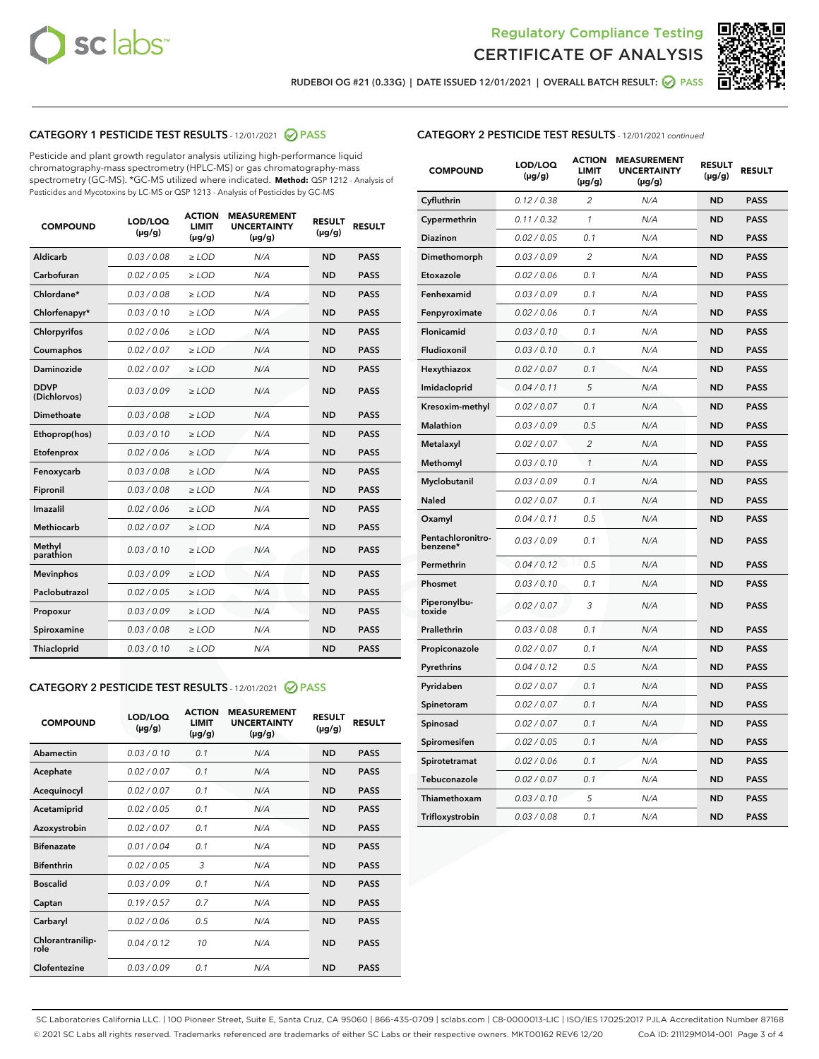Regulatory Compliance Testing
CERTIFICATE OF ANALYSIS

RUDEBOI OG #21 (0.33G) | DATE ISSUED 12/01/2021 | OVERALL BATCH RESULT: PASS

## CATEGORY 1 PESTICIDE TEST RESULTS - 12/01/2021 PASS

Pesticide and plant growth regulator analysis utilizing high-performance liquid chromatography-mass spectrometry (HPLC-MS) or gas chromatography-mass spectrometry (GC-MS). *GC-MS utilized where indicated. **Method:** QSP 1212 - Analysis of Pesticides and Mycotoxins by LC-MS or QSP 1213 - Analysis of Pesticides by GC-MS

| COMPOUND | LOD/LOQ (µg/g) | ACTION LIMIT (µg/g) | MEASUREMENT UNCERTAINTY (µg/g) | RESULT (µg/g) | RESULT |
|---|---|---|---|---|---|
| Aldicarb | 0.03 / 0.08 | ≥ LOD | N/A | ND | PASS |
| Carbofuran | 0.02 / 0.05 | ≥ LOD | N/A | ND | PASS |
| Chlordane* | 0.03 / 0.08 | ≥ LOD | N/A | ND | PASS |
| Chlorfenapyr* | 0.03 / 0.10 | ≥ LOD | N/A | ND | PASS |
| Chlorpyrifos | 0.02 / 0.06 | ≥ LOD | N/A | ND | PASS |
| Coumaphos | 0.02 / 0.07 | ≥ LOD | N/A | ND | PASS |
| Daminozide | 0.02 / 0.07 | ≥ LOD | N/A | ND | PASS |
| DDVP (Dichlorvos) | 0.03 / 0.09 | ≥ LOD | N/A | ND | PASS |
| Dimethoate | 0.03 / 0.08 | ≥ LOD | N/A | ND | PASS |
| Ethoprop(hos) | 0.03 / 0.10 | ≥ LOD | N/A | ND | PASS |
| Etofenprox | 0.02 / 0.06 | ≥ LOD | N/A | ND | PASS |
| Fenoxycarb | 0.03 / 0.08 | ≥ LOD | N/A | ND | PASS |
| Fipronil | 0.03 / 0.08 | ≥ LOD | N/A | ND | PASS |
| Imazalil | 0.02 / 0.06 | ≥ LOD | N/A | ND | PASS |
| Methiocarb | 0.02 / 0.07 | ≥ LOD | N/A | ND | PASS |
| Methyl parathion | 0.03 / 0.10 | ≥ LOD | N/A | ND | PASS |
| Mevinphos | 0.03 / 0.09 | ≥ LOD | N/A | ND | PASS |
| Paclobutrazol | 0.02 / 0.05 | ≥ LOD | N/A | ND | PASS |
| Propoxur | 0.03 / 0.09 | ≥ LOD | N/A | ND | PASS |
| Spiroxamine | 0.03 / 0.08 | ≥ LOD | N/A | ND | PASS |
| Thiacloprid | 0.03 / 0.10 | ≥ LOD | N/A | ND | PASS |

## CATEGORY 2 PESTICIDE TEST RESULTS - 12/01/2021 PASS

| COMPOUND | LOD/LOQ (µg/g) | ACTION LIMIT (µg/g) | MEASUREMENT UNCERTAINTY (µg/g) | RESULT (µg/g) | RESULT |
|---|---|---|---|---|---|
| Abamectin | 0.03 / 0.10 | 0.1 | N/A | ND | PASS |
| Acephate | 0.02 / 0.07 | 0.1 | N/A | ND | PASS |
| Acequinocyl | 0.02 / 0.07 | 0.1 | N/A | ND | PASS |
| Acetamiprid | 0.02 / 0.05 | 0.1 | N/A | ND | PASS |
| Azoxystrobin | 0.02 / 0.07 | 0.1 | N/A | ND | PASS |
| Bifenazate | 0.01 / 0.04 | 0.1 | N/A | ND | PASS |
| Bifenthrin | 0.02 / 0.05 | 3 | N/A | ND | PASS |
| Boscalid | 0.03 / 0.09 | 0.1 | N/A | ND | PASS |
| Captan | 0.19 / 0.57 | 0.7 | N/A | ND | PASS |
| Carbaryl | 0.02 / 0.06 | 0.5 | N/A | ND | PASS |
| Chlorantraniliprole | 0.04 / 0.12 | 10 | N/A | ND | PASS |
| Clofentezine | 0.03 / 0.09 | 0.1 | N/A | ND | PASS |
| Cyfluthrin | 0.12 / 0.38 | 2 | N/A | ND | PASS |
| Cypermethrin | 0.11 / 0.32 | 1 | N/A | ND | PASS |
| Diazinon | 0.02 / 0.05 | 0.1 | N/A | ND | PASS |
| Dimethomorph | 0.03 / 0.09 | 2 | N/A | ND | PASS |
| Etoxazole | 0.02 / 0.06 | 0.1 | N/A | ND | PASS |
| Fenhexamid | 0.03 / 0.09 | 0.1 | N/A | ND | PASS |
| Fenpyroximate | 0.02 / 0.06 | 0.1 | N/A | ND | PASS |
| Flonicamid | 0.03 / 0.10 | 0.1 | N/A | ND | PASS |
| Fludioxonil | 0.03 / 0.10 | 0.1 | N/A | ND | PASS |
| Hexythiazox | 0.02 / 0.07 | 0.1 | N/A | ND | PASS |
| Imidacloprid | 0.04 / 0.11 | 5 | N/A | ND | PASS |
| Kresoxim-methyl | 0.02 / 0.07 | 0.1 | N/A | ND | PASS |
| Malathion | 0.03 / 0.09 | 0.5 | N/A | ND | PASS |
| Metalaxyl | 0.02 / 0.07 | 2 | N/A | ND | PASS |
| Methomyl | 0.03 / 0.10 | 1 | N/A | ND | PASS |
| Myclobutanil | 0.03 / 0.09 | 0.1 | N/A | ND | PASS |
| Naled | 0.02 / 0.07 | 0.1 | N/A | ND | PASS |
| Oxamyl | 0.04 / 0.11 | 0.5 | N/A | ND | PASS |
| Pentachloronitrobenzene* | 0.03 / 0.09 | 0.1 | N/A | ND | PASS |
| Permethrin | 0.04 / 0.12 | 0.5 | N/A | ND | PASS |
| Phosmet | 0.03 / 0.10 | 0.1 | N/A | ND | PASS |
| Piperonylbutoxide | 0.02 / 0.07 | 3 | N/A | ND | PASS |
| Prallethrin | 0.03 / 0.08 | 0.1 | N/A | ND | PASS |
| Propiconazole | 0.02 / 0.07 | 0.1 | N/A | ND | PASS |
| Pyrethrins | 0.04 / 0.12 | 0.5 | N/A | ND | PASS |
| Pyridaben | 0.02 / 0.07 | 0.1 | N/A | ND | PASS |
| Spinetoram | 0.02 / 0.07 | 0.1 | N/A | ND | PASS |
| Spinosad | 0.02 / 0.07 | 0.1 | N/A | ND | PASS |
| Spiromesifen | 0.02 / 0.05 | 0.1 | N/A | ND | PASS |
| Spirotetramat | 0.02 / 0.06 | 0.1 | N/A | ND | PASS |
| Tebuconazole | 0.02 / 0.07 | 0.1 | N/A | ND | PASS |
| Thiamethoxam | 0.03 / 0.10 | 5 | N/A | ND | PASS |
| Trifloxystrobin | 0.03 / 0.08 | 0.1 | N/A | ND | PASS |

SC Laboratories California LLC. | 100 Pioneer Street, Suite E, Santa Cruz, CA 95060 | 866-435-0709 | sclabs.com | C8-0000013-LIC | ISO/IES 17025:2017 PJLA Accreditation Number 87168
© 2021 SC Labs all rights reserved. Trademarks referenced are trademarks of either SC Labs or their respective owners. MKT00162 REV6 12/20 CoA ID: 211129M014-001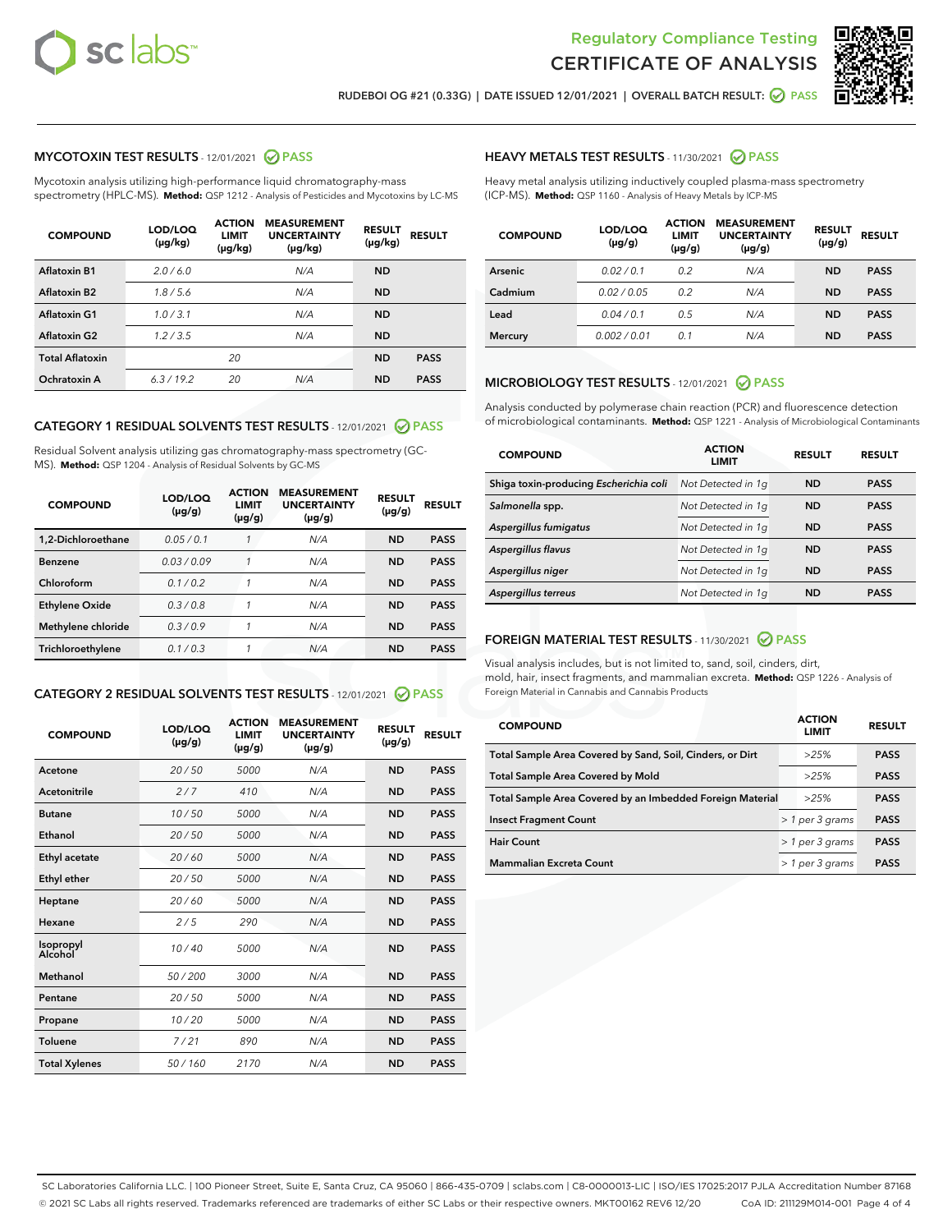Regulatory Compliance Testing
CERTIFICATE OF ANALYSIS

RUDEBOI OG #21 (0.33G) | DATE ISSUED 12/01/2021 | OVERALL BATCH RESULT: PASS

## MYCOTOXIN TEST RESULTS - 12/01/2021 PASS

Mycotoxin analysis utilizing high-performance liquid chromatography-mass spectrometry (HPLC-MS). **Method:** QSP 1212 - Analysis of Pesticides and Mycotoxins by LC-MS

| COMPOUND | LOD/LOQ (µg/kg) | ACTION LIMIT (µg/kg) | MEASUREMENT UNCERTAINTY (µg/kg) | RESULT (µg/kg) | RESULT |
|---|---|---|---|---|---|
| Aflatoxin B1 | 2.0 / 6.0 | | N/A | ND | |
| Aflatoxin B2 | 1.8 / 5.6 | | N/A | ND | |
| Aflatoxin G1 | 1.0 / 3.1 | | N/A | ND | |
| Aflatoxin G2 | 1.2 / 3.5 | | N/A | ND | |
| Total Aflatoxin | | 20 | | ND | PASS |
| Ochratoxin A | 6.3 / 19.2 | 20 | N/A | ND | PASS |

## CATEGORY 1 RESIDUAL SOLVENTS TEST RESULTS - 12/01/2021 PASS

Residual Solvent analysis utilizing gas chromatography-mass spectrometry (GC-MS). **Method:** QSP 1204 - Analysis of Residual Solvents by GC-MS

| COMPOUND | LOD/LOQ (µg/g) | ACTION LIMIT (µg/g) | MEASUREMENT UNCERTAINTY (µg/g) | RESULT (µg/g) | RESULT |
|---|---|---|---|---|---|
| 1,2-Dichloroethane | 0.05 / 0.1 | 1 | N/A | ND | PASS |
| Benzene | 0.03 / 0.09 | 1 | N/A | ND | PASS |
| Chloroform | 0.1 / 0.2 | 1 | N/A | ND | PASS |
| Ethylene Oxide | 0.3 / 0.8 | 1 | N/A | ND | PASS |
| Methylene chloride | 0.3 / 0.9 | 1 | N/A | ND | PASS |
| Trichloroethylene | 0.1 / 0.3 | 1 | N/A | ND | PASS |

## CATEGORY 2 RESIDUAL SOLVENTS TEST RESULTS - 12/01/2021 PASS

| COMPOUND | LOD/LOQ (µg/g) | ACTION LIMIT (µg/g) | MEASUREMENT UNCERTAINTY (µg/g) | RESULT (µg/g) | RESULT |
|---|---|---|---|---|---|
| Acetone | 20 / 50 | 5000 | N/A | ND | PASS |
| Acetonitrile | 2 / 7 | 410 | N/A | ND | PASS |
| Butane | 10 / 50 | 5000 | N/A | ND | PASS |
| Ethanol | 20 / 50 | 5000 | N/A | ND | PASS |
| Ethyl acetate | 20 / 60 | 5000 | N/A | ND | PASS |
| Ethyl ether | 20 / 50 | 5000 | N/A | ND | PASS |
| Heptane | 20 / 60 | 5000 | N/A | ND | PASS |
| Hexane | 2 / 5 | 290 | N/A | ND | PASS |
| Isopropyl Alcohol | 10 / 40 | 5000 | N/A | ND | PASS |
| Methanol | 50 / 200 | 3000 | N/A | ND | PASS |
| Pentane | 20 / 50 | 5000 | N/A | ND | PASS |
| Propane | 10 / 20 | 5000 | N/A | ND | PASS |
| Toluene | 7 / 21 | 890 | N/A | ND | PASS |
| Total Xylenes | 50 / 160 | 2170 | N/A | ND | PASS |

## HEAVY METALS TEST RESULTS - 11/30/2021 PASS

Heavy metal analysis utilizing inductively coupled plasma-mass spectrometry (ICP-MS). **Method:** QSP 1160 - Analysis of Heavy Metals by ICP-MS

| COMPOUND | LOD/LOQ (µg/g) | ACTION LIMIT (µg/g) | MEASUREMENT UNCERTAINTY (µg/g) | RESULT (µg/g) | RESULT |
|---|---|---|---|---|---|
| Arsenic | 0.02 / 0.1 | 0.2 | N/A | ND | PASS |
| Cadmium | 0.02 / 0.05 | 0.2 | N/A | ND | PASS |
| Lead | 0.04 / 0.1 | 0.5 | N/A | ND | PASS |
| Mercury | 0.002 / 0.01 | 0.1 | N/A | ND | PASS |

## MICROBIOLOGY TEST RESULTS - 12/01/2021 PASS

Analysis conducted by polymerase chain reaction (PCR) and fluorescence detection of microbiological contaminants. **Method:** QSP 1221 - Analysis of Microbiological Contaminants

| COMPOUND | ACTION LIMIT | RESULT | RESULT |
|---|---|---|---|
| Shiga toxin-producing *Escherichia coli* | Not Detected in 1g | ND | PASS |
| *Salmonella* spp. | Not Detected in 1g | ND | PASS |
| *Aspergillus fumigatus* | Not Detected in 1g | ND | PASS |
| *Aspergillus flavus* | Not Detected in 1g | ND | PASS |
| *Aspergillus niger* | Not Detected in 1g | ND | PASS |
| *Aspergillus terreus* | Not Detected in 1g | ND | PASS |

## FOREIGN MATERIAL TEST RESULTS - 11/30/2021 PASS

Visual analysis includes, but is not limited to, sand, soil, cinders, dirt, mold, hair, insect fragments, and mammalian excreta. **Method:** QSP 1226 - Analysis of Foreign Material in Cannabis and Cannabis Products

| COMPOUND | ACTION LIMIT | RESULT |
|---|---|---|
| Total Sample Area Covered by Sand, Soil, Cinders, or Dirt | >25% | PASS |
| Total Sample Area Covered by Mold | >25% | PASS |
| Total Sample Area Covered by an Imbedded Foreign Material | >25% | PASS |
| Insect Fragment Count | > 1 per 3 grams | PASS |
| Hair Count | > 1 per 3 grams | PASS |
| Mammalian Excreta Count | > 1 per 3 grams | PASS |

SC Laboratories California LLC. | 100 Pioneer Street, Suite E, Santa Cruz, CA 95060 | 866-435-0709 | sclabs.com | C8-0000013-LIC | ISO/IES 17025:2017 PJLA Accreditation Number 87168
© 2021 SC Labs all rights reserved. Trademarks referenced are trademarks of either SC Labs or their respective owners. MKT00162 REV6 12/20 CoA ID: 211129M014-001